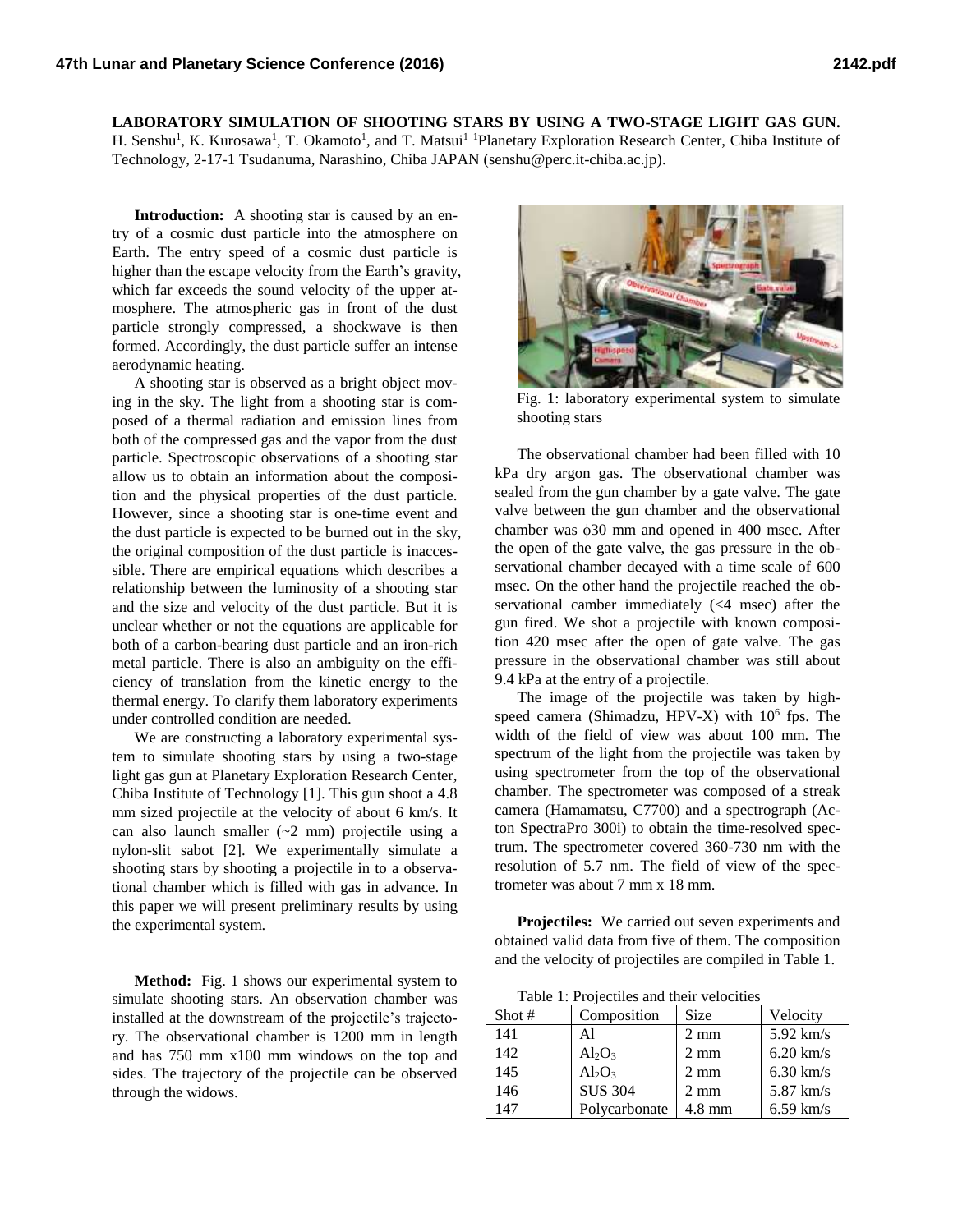**LABORATORY SIMULATION OF SHOOTING STARS BY USING A TWO-STAGE LIGHT GAS GUN.** H. Senshu[1], K. Kurosawa[1], T. Okamoto[1], and T. Matsui[1] [1]Planetary Exploration Research Center, Chiba Institute of Technology, 2-17-1 Tsudanuma, Narashino, Chiba JAPAN (senshu@perc.it-chiba.ac.jp).

**Introduction:** A shooting star is caused by an entry of a cosmic dust particle into the atmosphere on Earth. The entry speed of a cosmic dust particle is higher than the escape velocity from the Earth's gravity, which far exceeds the sound velocity of the upper atmosphere. The atmospheric gas in front of the dust particle strongly compressed, a shockwave is then formed. Accordingly, the dust particle suffer an intense aerodynamic heating.

A shooting star is observed as a bright object moving in the sky. The light from a shooting star is composed of a thermal radiation and emission lines from both of the compressed gas and the vapor from the dust particle. Spectroscopic observations of a shooting star allow us to obtain an information about the composition and the physical properties of the dust particle. However, since a shooting star is one-time event and the dust particle is expected to be burned out in the sky, the original composition of the dust particle is inaccessible. There are empirical equations which describes a relationship between the luminosity of a shooting star and the size and velocity of the dust particle. But it is unclear whether or not the equations are applicable for both of a carbon-bearing dust particle and an iron-rich metal particle. There is also an ambiguity on the efficiency of translation from the kinetic energy to the thermal energy. To clarify them laboratory experiments under controlled condition are needed.

We are constructing a laboratory experimental system to simulate shooting stars by using a two-stage light gas gun at Planetary Exploration Research Center, Chiba Institute of Technology [1]. This gun shoot a 4.8 mm sized projectile at the velocity of about 6 km/s. It can also launch smaller (~2 mm) projectile using a nylon-slit sabot [2]. We experimentally simulate a shooting stars by shooting a projectile in to a observational chamber which is filled with gas in advance. In this paper we will present preliminary results by using the experimental system.

**Method:** Fig. 1 shows our experimental system to simulate shooting stars. An observation chamber was installed at the downstream of the projectile's trajectory. The observational chamber is 1200 mm in length and has 750 mm x100 mm windows on the top and sides. The trajectory of the projectile can be observed through the widows.

Fig. 1: laboratory experimental system to simulate shooting stars

The observational chamber had been filled with 10 kPa dry argon gas. The observational chamber was sealed from the gun chamber by a gate valve. The gate valve between the gun chamber and the observational chamber was $\phi$30 mm and opened in 400 msec. After the open of the gate valve, the gas pressure in the observational chamber decayed with a time scale of 600 msec. On the other hand the projectile reached the observational camber immediately (<4 msec) after the gun fired. We shot a projectile with known composition 420 msec after the open of gate valve. The gas pressure in the observational chamber was still about 9.4 kPa at the entry of a projectile.

The image of the projectile was taken by high-speed camera (Shimadzu, HPV-X) with $10^6$ fps. The width of the field of view was about 100 mm. The spectrum of the light from the projectile was taken by using spectrometer from the top of the observational chamber. The spectrometer was composed of a streak camera (Hamamatsu, C7700) and a spectrograph (Acton SpectraPro 300i) to obtain the time-resolved spectrum. The spectrometer covered 360-730 nm with the resolution of 5.7 nm. The field of view of the spectrometer was about 7 mm x 18 mm.

**Projectiles:** We carried out seven experiments and obtained valid data from five of them. The composition and the velocity of projectiles are compiled in Table 1.

Table 1: Projectiles and their velocities

| Shot # | Composition | Size | Velocity |
|---|---|---|---|
| 141 | Al | 2 mm | 5.92 km/s |
| 142 | $Al_2O_3$ | 2 mm | 6.20 km/s |
| 145 | $Al_2O_3$ | 2 mm | 6.30 km/s |
| 146 | SUS 304 | 2 mm | 5.87 km/s |
| 147 | Polycarbonate | 4.8 mm | 6.59 km/s |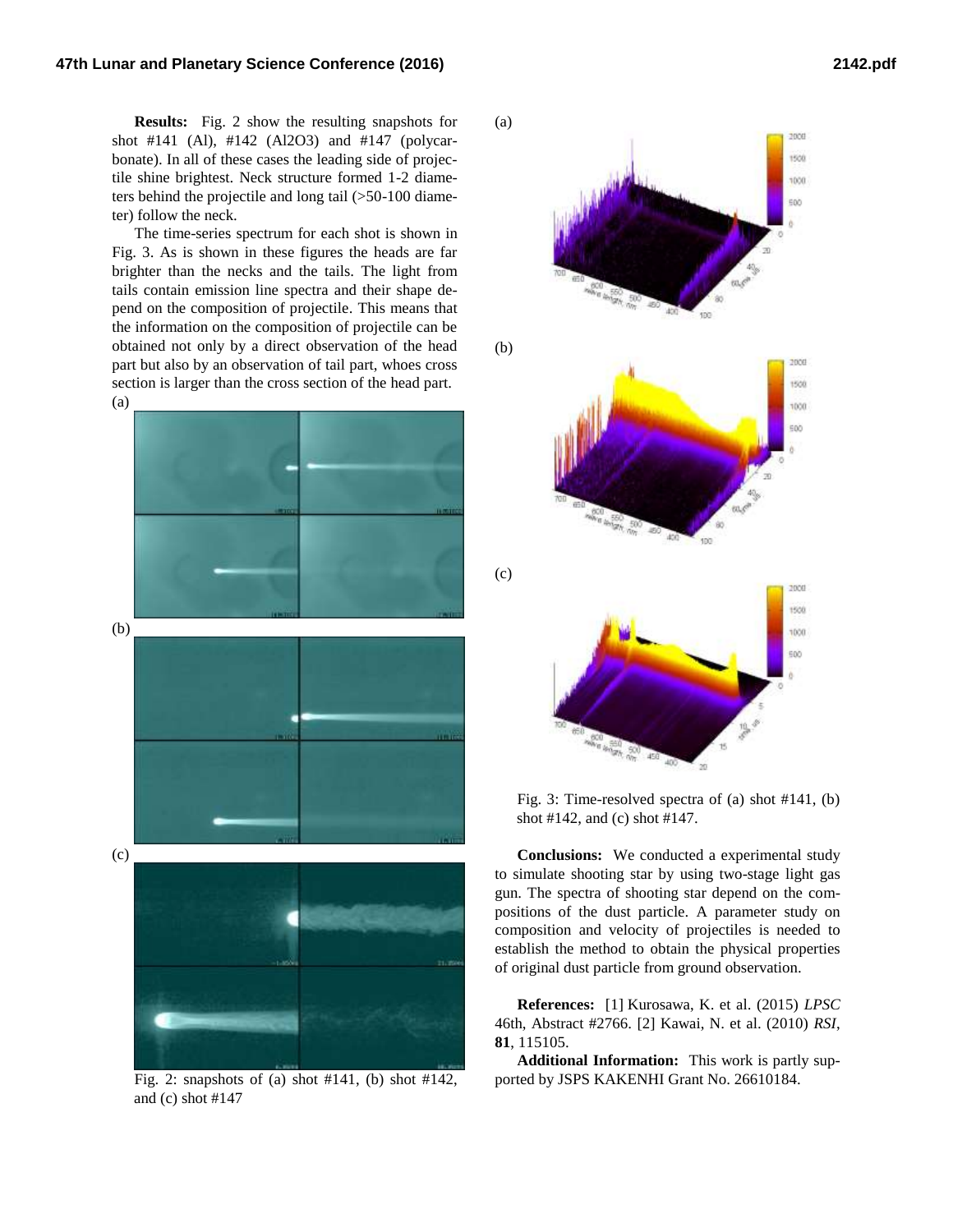**Results:** Fig. 2 show the resulting snapshots for shot #141 (Al), #142 (Al2O3) and #147 (polycarbonate). In all of these cases the leading side of projectile shine brightest. Neck structure formed 1-2 diameters behind the projectile and long tail (>50-100 diameter) follow the neck.

The time-series spectrum for each shot is shown in Fig. 3. As is shown in these figures the heads are far brighter than the necks and the tails. The light from tails contain emission line spectra and their shape depend on the composition of projectile. This means that the information on the composition of projectile can be obtained not only by a direct observation of the head part but also by an observation of tail part, whoes cross section is larger than the cross section of the head part.

(a)

(b)

(c)

Fig. 2: snapshots of (a) shot #141, (b) shot #142, and (c) shot #147

(a)

(b)

(c)

Fig. 3: Time-resolved spectra of (a) shot #141, (b) shot #142, and (c) shot #147.

**Conclusions:** We conducted a experimental study to simulate shooting star by using two-stage light gas gun. The spectra of shooting star depend on the compositions of the dust particle. A parameter study on composition and velocity of projectiles is needed to establish the method to obtain the physical properties of original dust particle from ground observation.

**References:** [1] Kurosawa, K. et al. (2015) *LPSC* 46th, Abstract #2766. [2] Kawai, N. et al. (2010) *RSI*, **81**, 115105.

**Additional Information:** This work is partly supported by JSPS KAKENHI Grant No. 26610184.